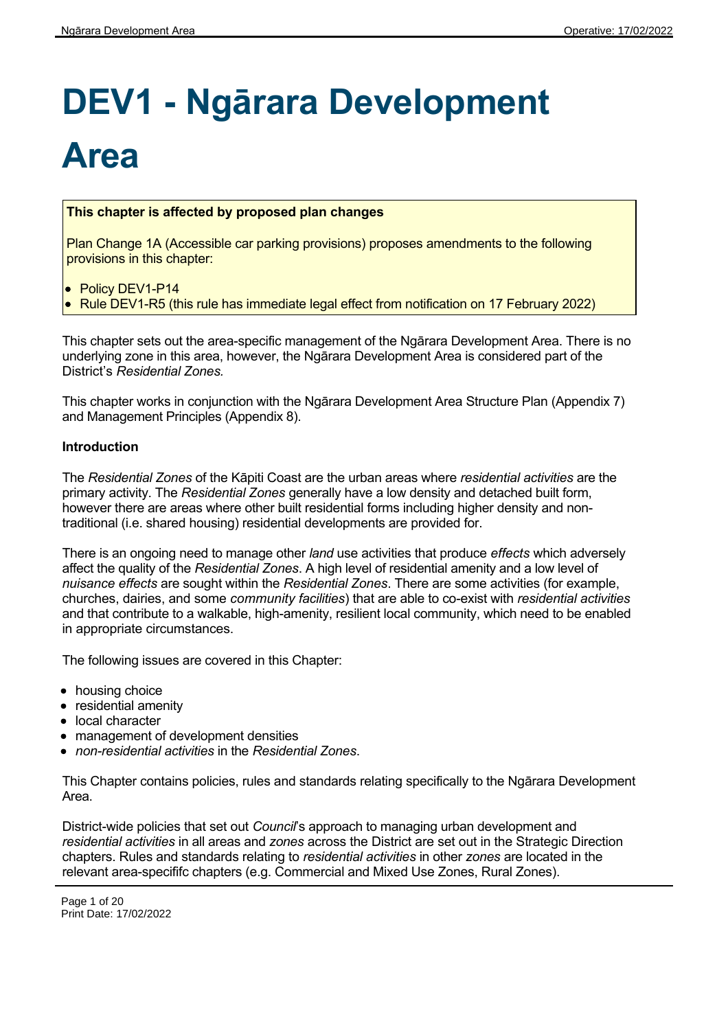# DEV1 - Ngārara Development Area

**This chapter is affected by proposed plan changes**

Plan Change 1A (Accessible car parking provisions) proposes amendments to the following provisions in this chapter:

- Policy DEV1-P14
- Rule DEV1-R5 (this rule has immediate legal effect from notification on 17 February 2022)

This chapter sets out the area-specific management of the Ngārara Development Area. There is no underlying zone in this area, however, the Ngārara Development Area is considered part of the District's *Residential Zones.*

This chapter works in conjunction with the Ngārara Development Area Structure Plan (Appendix 7) and Management Principles (Appendix 8).

**Introduction**

The *Residential Zones* of the Kāpiti Coast are the urban areas where *residential activities* are the primary activity. The *Residential Zones* generally have a low density and detached built form, however there are areas where other built residential forms including higher density and non-traditional (i.e. shared housing) residential developments are provided for.

There is an ongoing need to manage other *land* use activities that produce *effects* which adversely affect the quality of the *Residential Zones*. A high level of residential amenity and a low level of *nuisance effects* are sought within the *Residential Zones*. There are some activities (for example, churches, dairies, and some *community facilities*) that are able to co-exist with *residential activities* and that contribute to a walkable, high-amenity, resilient local community, which need to be enabled in appropriate circumstances.

The following issues are covered in this Chapter:

- housing choice
- residential amenity
- local character
- management of development densities
- *non-residential activities* in the *Residential Zones*.

This Chapter contains policies, rules and standards relating specifically to the Ngārara Development Area.

District-wide policies that set out *Council*'s approach to managing urban development and *residential activities* in all areas and *zones* across the District are set out in the Strategic Direction chapters. Rules and standards relating to *residential activities* in other *zones* are located in the relevant area-specififc chapters (e.g. Commercial and Mixed Use Zones, Rural Zones).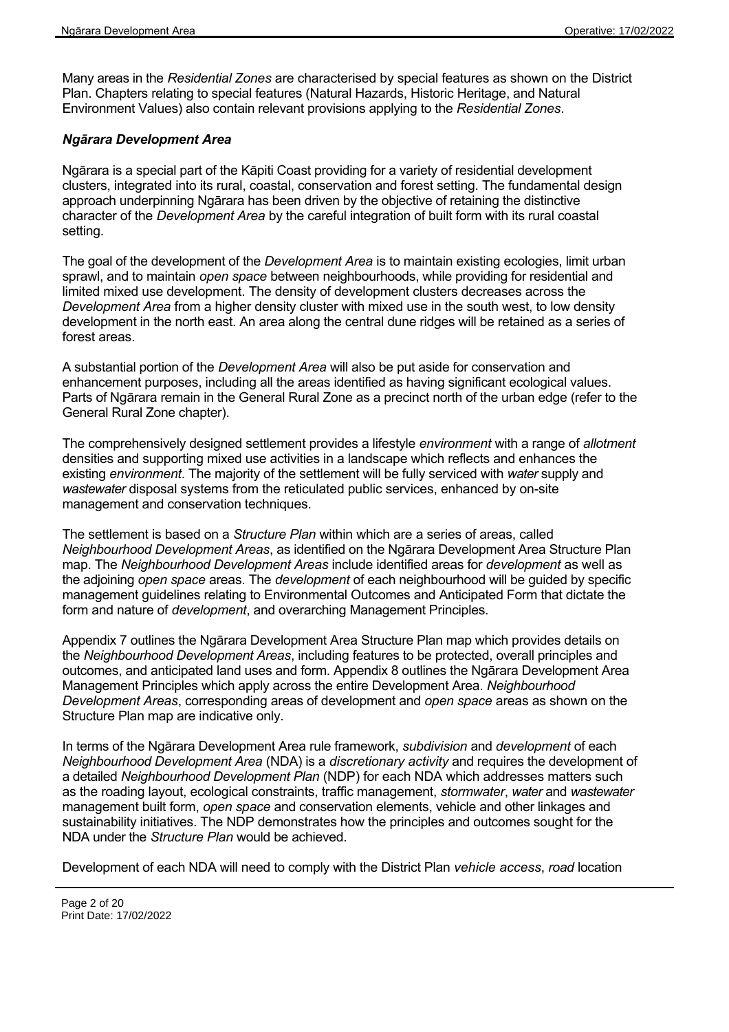Many areas in the *Residential Zones* are characterised by special features as shown on the District Plan. Chapters relating to special features (Natural Hazards, Historic Heritage, and Natural Environment Values) also contain relevant provisions applying to the *Residential Zones*.

### *Ngārara Development Area*

Ngārara is a special part of the Kāpiti Coast providing for a variety of residential development clusters, integrated into its rural, coastal, conservation and forest setting. The fundamental design approach underpinning Ngārara has been driven by the objective of retaining the distinctive character of the *Development Area* by the careful integration of built form with its rural coastal setting.

The goal of the development of the *Development Area* is to maintain existing ecologies, limit urban sprawl, and to maintain *open space* between neighbourhoods, while providing for residential and limited mixed use development. The density of development clusters decreases across the *Development Area* from a higher density cluster with mixed use in the south west, to low density development in the north east. An area along the central dune ridges will be retained as a series of forest areas.

A substantial portion of the *Development Area* will also be put aside for conservation and enhancement purposes, including all the areas identified as having significant ecological values. Parts of Ngārara remain in the General Rural Zone as a precinct north of the urban edge (refer to the General Rural Zone chapter).

The comprehensively designed settlement provides a lifestyle *environment* with a range of *allotment* densities and supporting mixed use activities in a landscape which reflects and enhances the existing *environment*. The majority of the settlement will be fully serviced with *water* supply and *wastewater* disposal systems from the reticulated public services, enhanced by on-site management and conservation techniques.

The settlement is based on a *Structure Plan* within which are a series of areas, called *Neighbourhood Development Areas*, as identified on the Ngārara Development Area Structure Plan map. The *Neighbourhood Development Areas* include identified areas for *development* as well as the adjoining *open space* areas. The *development* of each neighbourhood will be guided by specific management guidelines relating to Environmental Outcomes and Anticipated Form that dictate the form and nature of *development*, and overarching Management Principles.

Appendix 7 outlines the Ngārara Development Area Structure Plan map which provides details on the *Neighbourhood Development Areas*, including features to be protected, overall principles and outcomes, and anticipated land uses and form. Appendix 8 outlines the Ngārara Development Area Management Principles which apply across the entire Development Area. *Neighbourhood Development Areas*, corresponding areas of development and *open space* areas as shown on the Structure Plan map are indicative only.

In terms of the Ngārara Development Area rule framework, *subdivision* and *development* of each *Neighbourhood Development Area* (NDA) is a *discretionary activity* and requires the development of a detailed *Neighbourhood Development Plan* (NDP) for each NDA which addresses matters such as the roading layout, ecological constraints, traffic management, *stormwater*, *water* and *wastewater* management built form, *open space* and conservation elements, vehicle and other linkages and sustainability initiatives. The NDP demonstrates how the principles and outcomes sought for the NDA under the *Structure Plan* would be achieved.

Development of each NDA will need to comply with the District Plan *vehicle access*, *road* location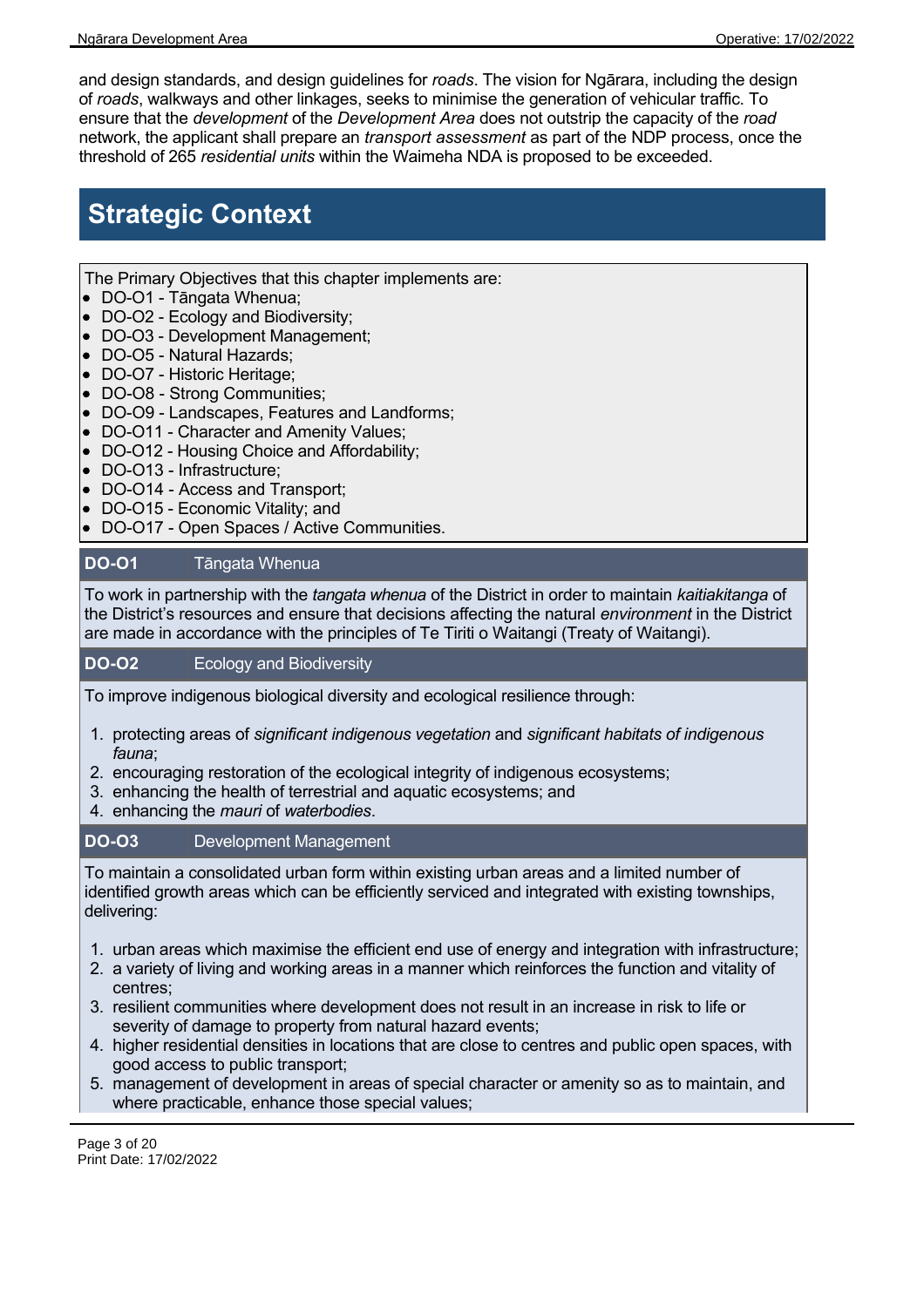and design standards, and design guidelines for *roads*. The vision for Ngārara, including the design of *roads*, walkways and other linkages, seeks to minimise the generation of vehicular traffic. To ensure that the *development* of the *Development Area* does not outstrip the capacity of the *road* network, the applicant shall prepare an *transport assessment* as part of the NDP process, once the threshold of 265 *residential units* within the Waimeha NDA is proposed to be exceeded.

# Strategic Context

The Primary Objectives that this chapter implements are:

- DO-O1 - Tāngata Whenua;
- DO-O2 - Ecology and Biodiversity;
- DO-O3 - Development Management;
- DO-O5 - Natural Hazards;
- DO-O7 - Historic Heritage;
- DO-O8 - Strong Communities;
- DO-O9 - Landscapes, Features and Landforms;
- DO-O11 - Character and Amenity Values;
- DO-O12 - Housing Choice and Affordability;
- DO-O13 - Infrastructure;
- DO-O14 - Access and Transport;
- DO-O15 - Economic Vitality; and
- DO-O17 - Open Spaces / Active Communities.

**DO-O1** Tāngata Whenua

To work in partnership with the *tangata whenua* of the District in order to maintain *kaitiakitanga* of the District's resources and ensure that decisions affecting the natural *environment* in the District are made in accordance with the principles of Te Tiriti o Waitangi (Treaty of Waitangi).

**DO-O2** Ecology and Biodiversity

To improve indigenous biological diversity and ecological resilience through:

1. protecting areas of *significant indigenous vegetation* and *significant habitats of indigenous fauna*;
2. encouraging restoration of the ecological integrity of indigenous ecosystems;
3. enhancing the health of terrestrial and aquatic ecosystems; and
4. enhancing the *mauri* of *waterbodies*.

**DO-O3** Development Management

To maintain a consolidated urban form within existing urban areas and a limited number of identified growth areas which can be efficiently serviced and integrated with existing townships, delivering:

1. urban areas which maximise the efficient end use of energy and integration with infrastructure;
2. a variety of living and working areas in a manner which reinforces the function and vitality of centres;
3. resilient communities where development does not result in an increase in risk to life or severity of damage to property from natural hazard events;
4. higher residential densities in locations that are close to centres and public open spaces, with good access to public transport;
5. management of development in areas of special character or amenity so as to maintain, and where practicable, enhance those special values;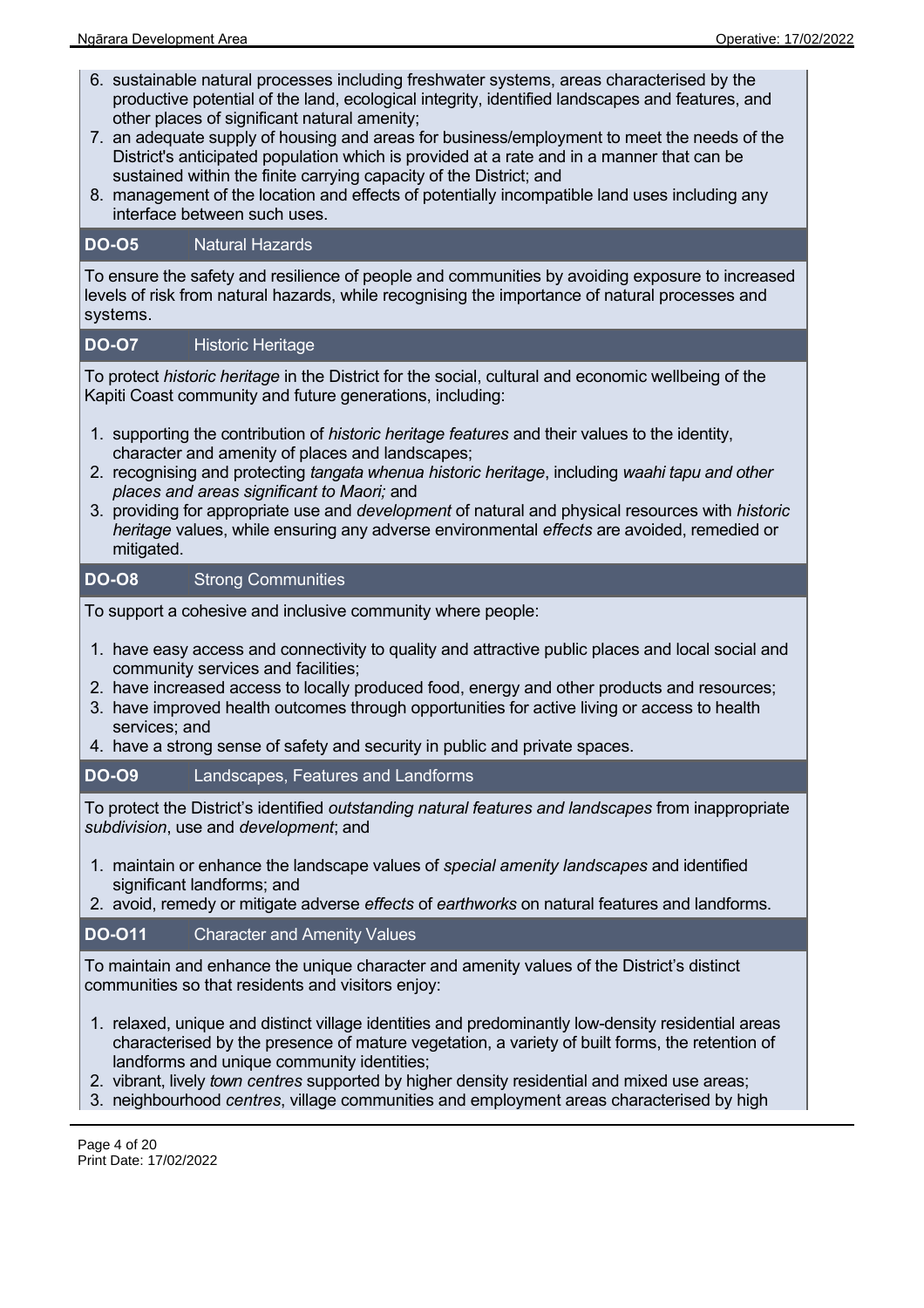6. sustainable natural processes including freshwater systems, areas characterised by the productive potential of the land, ecological integrity, identified landscapes and features, and other places of significant natural amenity;
7. an adequate supply of housing and areas for business/employment to meet the needs of the District's anticipated population which is provided at a rate and in a manner that can be sustained within the finite carrying capacity of the District; and
8. management of the location and effects of potentially incompatible land uses including any interface between such uses.

### DO-O5 Natural Hazards

To ensure the safety and resilience of people and communities by avoiding exposure to increased levels of risk from natural hazards, while recognising the importance of natural processes and systems.

### DO-O7 Historic Heritage

To protect *historic heritage* in the District for the social, cultural and economic wellbeing of the Kapiti Coast community and future generations, including:

1. supporting the contribution of *historic heritage features* and their values to the identity, character and amenity of places and landscapes;
2. recognising and protecting *tangata whenua historic heritage*, including *waahi tapu and other places and areas significant to Maori;* and
3. providing for appropriate use and *development* of natural and physical resources with *historic heritage* values, while ensuring any adverse environmental *effects* are avoided, remedied or mitigated.

### DO-O8 Strong Communities

To support a cohesive and inclusive community where people:

1. have easy access and connectivity to quality and attractive public places and local social and community services and facilities;
2. have increased access to locally produced food, energy and other products and resources;
3. have improved health outcomes through opportunities for active living or access to health services; and
4. have a strong sense of safety and security in public and private spaces.

### DO-O9 Landscapes, Features and Landforms

To protect the District's identified *outstanding natural features and landscapes* from inappropriate *subdivision*, use and *development*; and

1. maintain or enhance the landscape values of *special amenity landscapes* and identified significant landforms; and
2. avoid, remedy or mitigate adverse *effects* of *earthworks* on natural features and landforms.

### DO-O11 Character and Amenity Values

To maintain and enhance the unique character and amenity values of the District's distinct communities so that residents and visitors enjoy:

1. relaxed, unique and distinct village identities and predominantly low-density residential areas characterised by the presence of mature vegetation, a variety of built forms, the retention of landforms and unique community identities;
2. vibrant, lively *town centres* supported by higher density residential and mixed use areas;
3. neighbourhood *centres*, village communities and employment areas characterised by high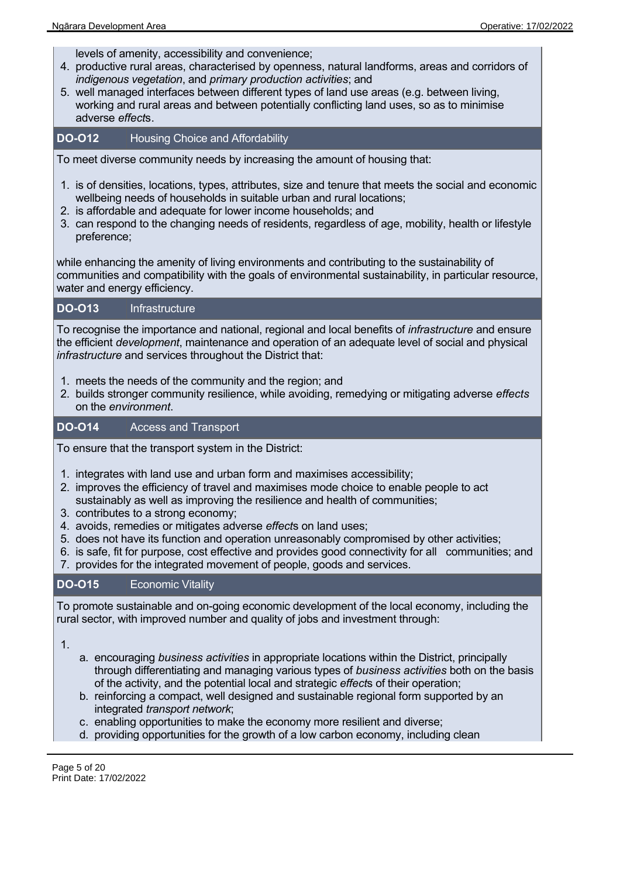levels of amenity, accessibility and convenience;

4. productive rural areas, characterised by openness, natural landforms, areas and corridors of *indigenous vegetation*, and *primary production activities*; and
5. well managed interfaces between different types of land use areas (e.g. between living, working and rural areas and between potentially conflicting land uses, so as to minimise adverse *effect*s.

### DO-O12 Housing Choice and Affordability

To meet diverse community needs by increasing the amount of housing that:

1. is of densities, locations, types, attributes, size and tenure that meets the social and economic wellbeing needs of households in suitable urban and rural locations;
2. is affordable and adequate for lower income households; and
3. can respond to the changing needs of residents, regardless of age, mobility, health or lifestyle preference;

while enhancing the amenity of living environments and contributing to the sustainability of communities and compatibility with the goals of environmental sustainability, in particular resource, water and energy efficiency.

### DO-O13 Infrastructure

To recognise the importance and national, regional and local benefits of *infrastructure* and ensure the efficient *development*, maintenance and operation of an adequate level of social and physical *infrastructure* and services throughout the District that:

1. meets the needs of the community and the region; and
2. builds stronger community resilience, while avoiding, remedying or mitigating adverse *effects* on the *environment*.

### DO-O14 Access and Transport

To ensure that the transport system in the District:

1. integrates with land use and urban form and maximises accessibility;
2. improves the efficiency of travel and maximises mode choice to enable people to act sustainably as well as improving the resilience and health of communities;
3. contributes to a strong economy;
4. avoids, remedies or mitigates adverse *effect*s on land uses;
5. does not have its function and operation unreasonably compromised by other activities;
6. is safe, fit for purpose, cost effective and provides good connectivity for all communities; and
7. provides for the integrated movement of people, goods and services.

### DO-O15 Economic Vitality

To promote sustainable and on-going economic development of the local economy, including the rural sector, with improved number and quality of jobs and investment through:

1. 
    a. encouraging *business activities* in appropriate locations within the District, principally through differentiating and managing various types of *business activities* both on the basis of the activity, and the potential local and strategic *effect*s of their operation;
    b. reinforcing a compact, well designed and sustainable regional form supported by an integrated *transport network*;
    c. enabling opportunities to make the economy more resilient and diverse;
    d. providing opportunities for the growth of a low carbon economy, including clean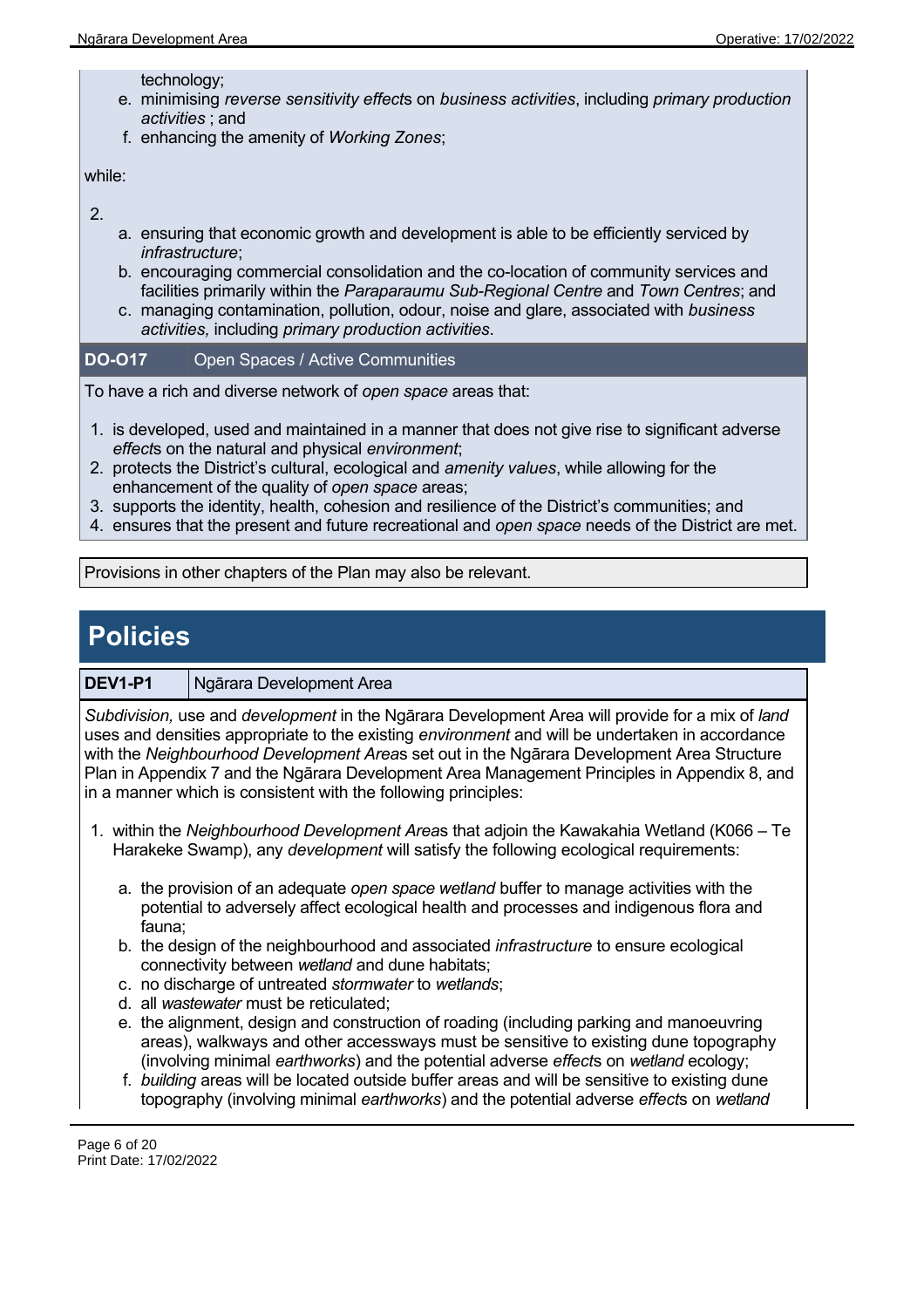technology;

e. minimising *reverse sensitivity effects* on *business activities*, including *primary production activities* ; and
f. enhancing the amenity of *Working Zones*;

while:

2.
   a. ensuring that economic growth and development is able to be efficiently serviced by *infrastructure*;
   b. encouraging commercial consolidation and the co-location of community services and facilities primarily within the *Paraparaumu Sub-Regional Centre* and *Town Centres*; and
   c. managing contamination, pollution, odour, noise and glare, associated with *business activities,* including *primary production activities*.

| **DO-O17** | Open Spaces / Active Communities |
|---|---|

To have a rich and diverse network of *open space* areas that:

1. is developed, used and maintained in a manner that does not give rise to significant adverse *effects* on the natural and physical *environment*;
2. protects the District's cultural, ecological and *amenity values*, while allowing for the enhancement of the quality of *open space* areas;
3. supports the identity, health, cohesion and resilience of the District's communities; and
4. ensures that the present and future recreational and *open space* needs of the District are met.

Provisions in other chapters of the Plan may also be relevant.

# Policies

| **DEV1-P1** | Ngārara Development Area |
|---|---|

*Subdivision,* use and *development* in the Ngārara Development Area will provide for a mix of *land* uses and densities appropriate to the existing *environment* and will be undertaken in accordance with the *Neighbourhood Development Areas* set out in the Ngārara Development Area Structure Plan in Appendix 7 and the Ngārara Development Area Management Principles in Appendix 8, and in a manner which is consistent with the following principles:

1. within the *Neighbourhood Development Areas* that adjoin the Kawakahia Wetland (K066 – Te Harakeke Swamp), any *development* will satisfy the following ecological requirements:
   a. the provision of an adequate *open space wetland* buffer to manage activities with the potential to adversely affect ecological health and processes and indigenous flora and fauna;
   b. the design of the neighbourhood and associated *infrastructure* to ensure ecological connectivity between *wetland* and dune habitats;
   c. no discharge of untreated *stormwater* to *wetlands*;
   d. all *wastewater* must be reticulated;
   e. the alignment, design and construction of roading (including parking and manoeuvring areas), walkways and other accessways must be sensitive to existing dune topography (involving minimal *earthworks*) and the potential adverse *effects* on *wetland* ecology;
   f. *building* areas will be located outside buffer areas and will be sensitive to existing dune topography (involving minimal *earthworks*) and the potential adverse *effects* on *wetland*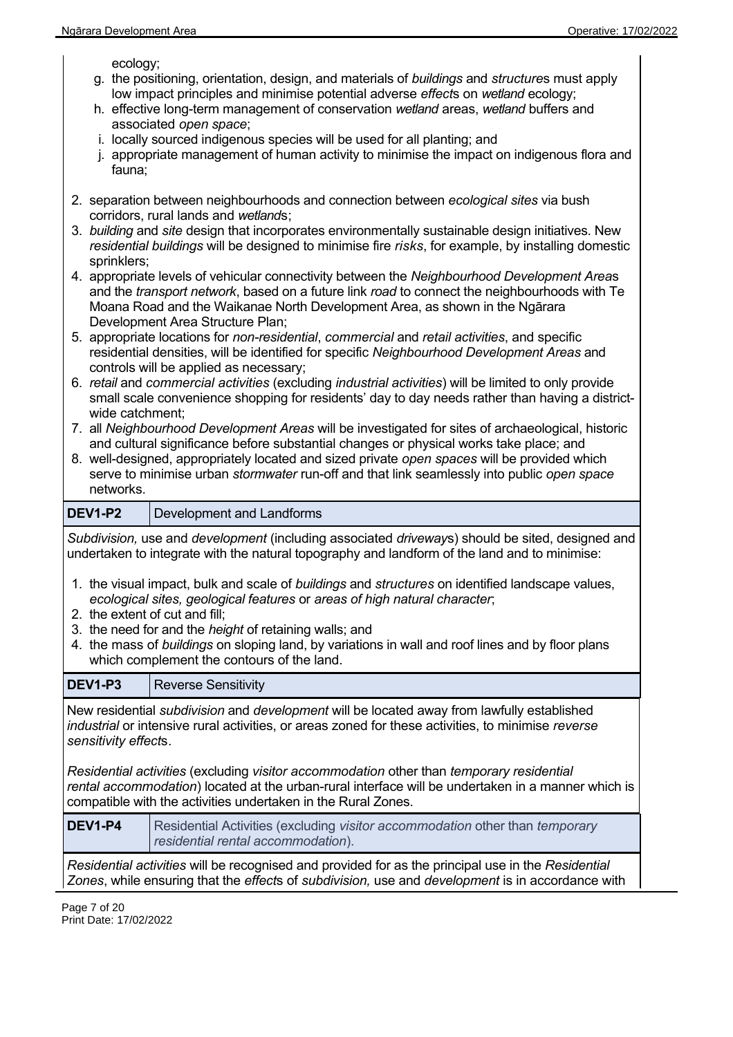ecology;

g. the positioning, orientation, design, and materials of *buildings* and *structure*s must apply low impact principles and minimise potential adverse *effect*s on *wetland* ecology;
h. effective long-term management of conservation *wetland* areas, *wetland* buffers and associated *open space*;
i. locally sourced indigenous species will be used for all planting; and
j. appropriate management of human activity to minimise the impact on indigenous flora and fauna;

2. separation between neighbourhoods and connection between *ecological sites* via bush corridors, rural lands and *wetland*s;
3. *building* and *site* design that incorporates environmentally sustainable design initiatives. New *residential buildings* will be designed to minimise fire *risks*, for example, by installing domestic sprinklers;
4. appropriate levels of vehicular connectivity between the *Neighbourhood Development Area*s and the *transport network*, based on a future link *road* to connect the neighbourhoods with Te Moana Road and the Waikanae North Development Area, as shown in the Ngārara Development Area Structure Plan;
5. appropriate locations for *non-residential*, *commercial* and *retail activities*, and specific residential densities, will be identified for specific *Neighbourhood Development Areas* and controls will be applied as necessary;
6. *retail* and *commercial activities* (excluding *industrial activities*) will be limited to only provide small scale convenience shopping for residents' day to day needs rather than having a district-wide catchment;
7. all *Neighbourhood Development Areas* will be investigated for sites of archaeological, historic and cultural significance before substantial changes or physical works take place; and
8. well-designed, appropriately located and sized private *open spaces* will be provided which serve to minimise urban *stormwater* run-off and that link seamlessly into public *open space* networks.

| **DEV1-P2** | Development and Landforms |
|---|---|

*Subdivision,* use and *development* (including associated *driveway*s) should be sited, designed and undertaken to integrate with the natural topography and landform of the land and to minimise:

1. the visual impact, bulk and scale of *buildings* and *structures* on identified landscape values, *ecological sites, geological features* or *areas of high natural character*;
2. the extent of cut and fill;
3. the need for and the *height* of retaining walls; and
4. the mass of *buildings* on sloping land, by variations in wall and roof lines and by floor plans which complement the contours of the land.

| **DEV1-P3** | Reverse Sensitivity |
|---|---|

New residential *subdivision* and *development* will be located away from lawfully established *industrial* or intensive rural activities, or areas zoned for these activities, to minimise *reverse sensitivity effect*s.

*Residential activities* (excluding *visitor accommodation* other than *temporary residential rental accommodation*) located at the urban-rural interface will be undertaken in a manner which is compatible with the activities undertaken in the Rural Zones.

| **DEV1-P4** | Residential Activities (excluding *visitor accommodation* other than *temporary residential rental accommodation*). |
|---|---|

*Residential activities* will be recognised and provided for as the principal use in the *Residential Zones*, while ensuring that the *effect*s of *subdivision,* use and *development* is in accordance with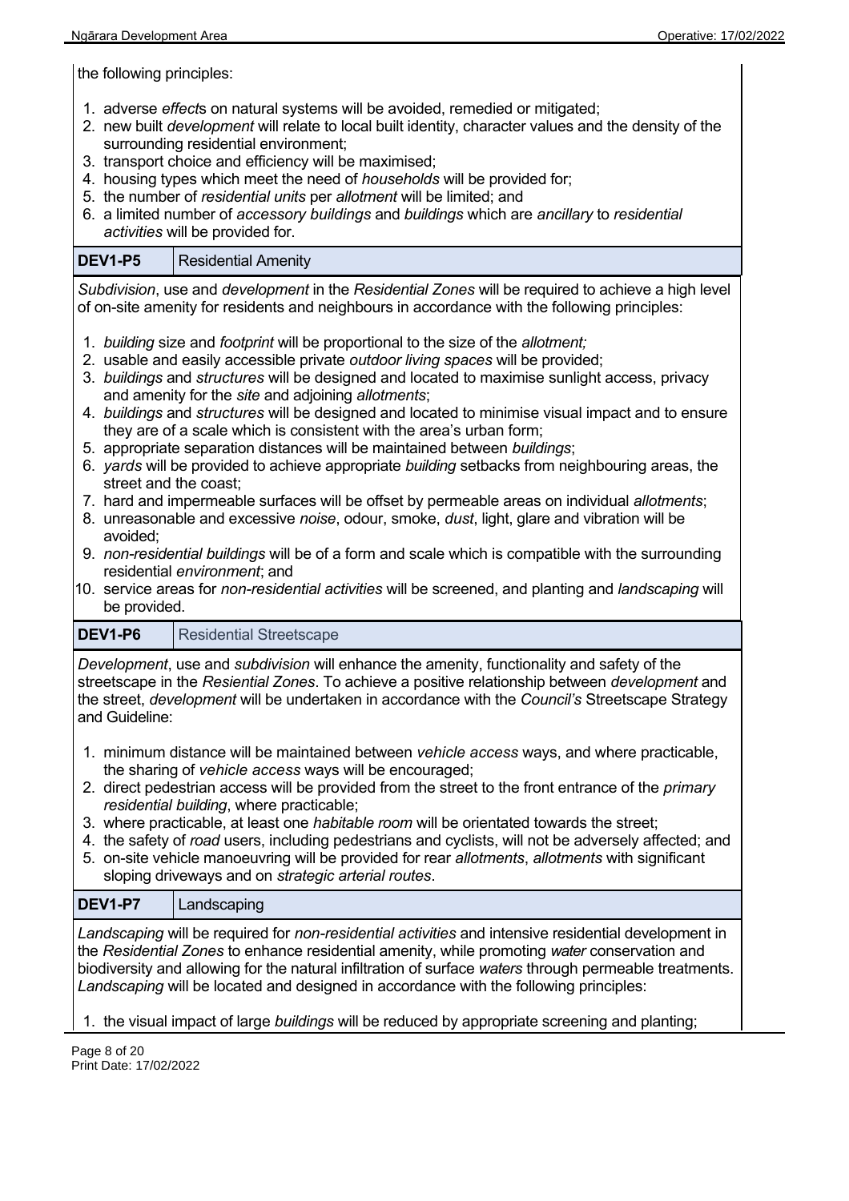the following principles:

1. adverse *effects* on natural systems will be avoided, remedied or mitigated;
2. new built *development* will relate to local built identity, character values and the density of the surrounding residential environment;
3. transport choice and efficiency will be maximised;
4. housing types which meet the need of *households* will be provided for;
5. the number of *residential units* per *allotment* will be limited; and
6. a limited number of *accessory buildings* and *buildings* which are *ancillary* to *residential activities* will be provided for.

| **DEV1-P5** | Residential Amenity |
|---|---|

*Subdivision*, use and *development* in the *Residential Zones* will be required to achieve a high level of on-site amenity for residents and neighbours in accordance with the following principles:

1. *building* size and *footprint* will be proportional to the size of the *allotment;*
2. usable and easily accessible private *outdoor living spaces* will be provided;
3. *buildings* and *structures* will be designed and located to maximise sunlight access, privacy and amenity for the *site* and adjoining *allotments*;
4. *buildings* and *structures* will be designed and located to minimise visual impact and to ensure they are of a scale which is consistent with the area's urban form;
5. appropriate separation distances will be maintained between *buildings*;
6. *yards* will be provided to achieve appropriate *building* setbacks from neighbouring areas, the street and the coast;
7. hard and impermeable surfaces will be offset by permeable areas on individual *allotments*;
8. unreasonable and excessive *noise*, odour, smoke, *dust*, light, glare and vibration will be avoided;
9. *non-residential buildings* will be of a form and scale which is compatible with the surrounding residential *environment*; and
10. service areas for *non-residential activities* will be screened, and planting and *landscaping* will be provided.

| **DEV1-P6** | Residential Streetscape |
|---|---|

*Development*, use and *subdivision* will enhance the amenity, functionality and safety of the streetscape in the *Resiential Zones*. To achieve a positive relationship between *development* and the street, *development* will be undertaken in accordance with the *Council's* Streetscape Strategy and Guideline:

1. minimum distance will be maintained between *vehicle access* ways, and where practicable, the sharing of *vehicle access* ways will be encouraged;
2. direct pedestrian access will be provided from the street to the front entrance of the *primary residential building*, where practicable;
3. where practicable, at least one *habitable room* will be orientated towards the street;
4. the safety of *road* users, including pedestrians and cyclists, will not be adversely affected; and
5. on-site vehicle manoeuvring will be provided for rear *allotments*, *allotments* with significant sloping driveways and on *strategic arterial routes*.

| **DEV1-P7** | Landscaping |
|---|---|

*Landscaping* will be required for *non-residential activities* and intensive residential development in the *Residential Zones* to enhance residential amenity, while promoting *water* conservation and biodiversity and allowing for the natural infiltration of surface *waters* through permeable treatments. *Landscaping* will be located and designed in accordance with the following principles:

1. the visual impact of large *buildings* will be reduced by appropriate screening and planting;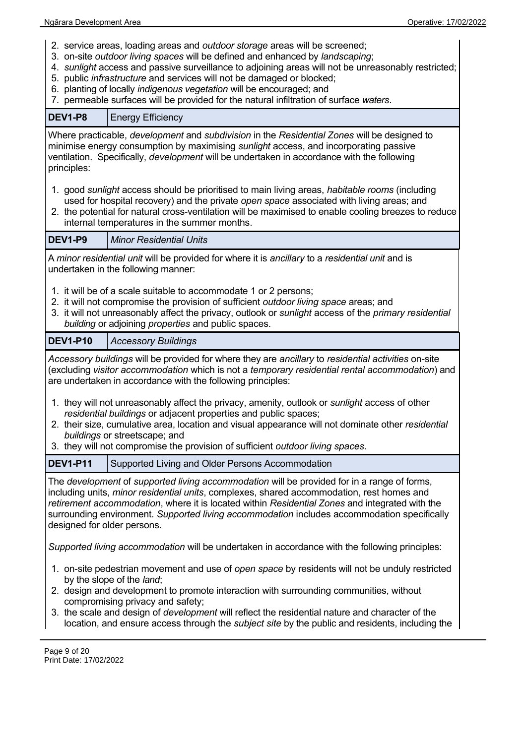2. service areas, loading areas and *outdoor storage* areas will be screened;
3. on-site *outdoor living spaces* will be defined and enhanced by *landscaping*;
4. *sunlight* access and passive surveillance to adjoining areas will not be unreasonably restricted;
5. public *infrastructure* and services will not be damaged or blocked;
6. planting of locally *indigenous vegetation* will be encouraged; and
7. permeable surfaces will be provided for the natural infiltration of surface *waters*.

| **DEV1-P8** | Energy Efficiency |
|---|---|

Where practicable, *development* and *subdivision* in the *Residential Zones* will be designed to minimise energy consumption by maximising *sunlight* access, and incorporating passive ventilation. Specifically, *development* will be undertaken in accordance with the following principles:

1. good *sunlight* access should be prioritised to main living areas, *habitable rooms* (including used for hospital recovery) and the private *open space* associated with living areas; and
2. the potential for natural cross-ventilation will be maximised to enable cooling breezes to reduce internal temperatures in the summer months.

| **DEV1-P9** | *Minor Residential Units* |
|---|---|

A *minor residential unit* will be provided for where it is *ancillary* to a *residential unit* and is undertaken in the following manner:

1. it will be of a scale suitable to accommodate 1 or 2 persons;
2. it will not compromise the provision of sufficient *outdoor living space* areas; and
3. it will not unreasonably affect the privacy, outlook or *sunlight* access of the *primary residential building* or adjoining *properties* and public spaces.

| **DEV1-P10** | *Accessory Buildings* |
|---|---|

*Accessory buildings* will be provided for where they are *ancillary* to *residential activities* on-site (excluding *visitor accommodation* which is not a *temporary residential rental accommodation*) and are undertaken in accordance with the following principles:

1. they will not unreasonably affect the privacy, amenity, outlook or *sunlight* access of other *residential buildings* or adjacent properties and public spaces;
2. their size, cumulative area, location and visual appearance will not dominate other *residential buildings* or streetscape; and
3. they will not compromise the provision of sufficient *outdoor living spaces*.

| **DEV1-P11** | Supported Living and Older Persons Accommodation |
|---|---|

The *development* of *supported living accommodation* will be provided for in a range of forms, including units, *minor residential units*, complexes, shared accommodation, rest homes and *retirement accommodation*, where it is located within *Residential Zones* and integrated with the surrounding environment. *Supported living accommodation* includes accommodation specifically designed for older persons.

*Supported living accommodation* will be undertaken in accordance with the following principles:

1. on-site pedestrian movement and use of *open space* by residents will not be unduly restricted by the slope of the *land*;
2. design and development to promote interaction with surrounding communities, without compromising privacy and safety;
3. the scale and design of *development* will reflect the residential nature and character of the location, and ensure access through the *subject site* by the public and residents, including the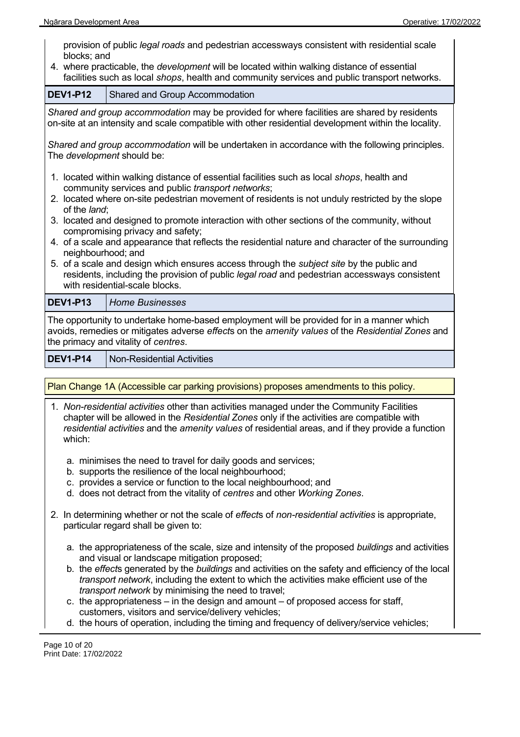provision of public *legal roads* and pedestrian accessways consistent with residential scale blocks; and

4. where practicable, the *development* will be located within walking distance of essential facilities such as local *shops*, health and community services and public transport networks.

| DEV1-P12 | Shared and Group Accommodation |
|---|---|

*Shared and group accommodation* may be provided for where facilities are shared by residents on-site at an intensity and scale compatible with other residential development within the locality.

*Shared and group accommodation* will be undertaken in accordance with the following principles. The *development* should be:

1. located within walking distance of essential facilities such as local *shops*, health and community services and public *transport networks*;
2. located where on-site pedestrian movement of residents is not unduly restricted by the slope of the *land*;
3. located and designed to promote interaction with other sections of the community, without compromising privacy and safety;
4. of a scale and appearance that reflects the residential nature and character of the surrounding neighbourhood; and
5. of a scale and design which ensures access through the *subject site* by the public and residents, including the provision of public *legal road* and pedestrian accessways consistent with residential-scale blocks.

| DEV1-P13 | *Home Businesses* |
|---|---|

The opportunity to undertake home-based employment will be provided for in a manner which avoids, remedies or mitigates adverse *effect*s on the *amenity values* of the *Residential Zones* and the primacy and vitality of *centres*.

| DEV1-P14 | Non-Residential Activities |
|---|---|

Plan Change 1A (Accessible car parking provisions) proposes amendments to this policy.

1. *Non-residential activities* other than activities managed under the Community Facilities chapter will be allowed in the *Residential Zones* only if the activities are compatible with *residential activities* and the *amenity values* of residential areas, and if they provide a function which:

   a. minimises the need to travel for daily goods and services;
   b. supports the resilience of the local neighbourhood;
   c. provides a service or function to the local neighbourhood; and
   d. does not detract from the vitality of *centres* and other *Working Zones*.

2. In determining whether or not the scale of *effect*s of *non-residential activities* is appropriate, particular regard shall be given to:

   a. the appropriateness of the scale, size and intensity of the proposed *buildings* and activities and visual or landscape mitigation proposed;
   b. the *effect*s generated by the *buildings* and activities on the safety and efficiency of the local *transport network*, including the extent to which the activities make efficient use of the *transport network* by minimising the need to travel;
   c. the appropriateness – in the design and amount – of proposed access for staff, customers, visitors and service/delivery vehicles;
   d. the hours of operation, including the timing and frequency of delivery/service vehicles;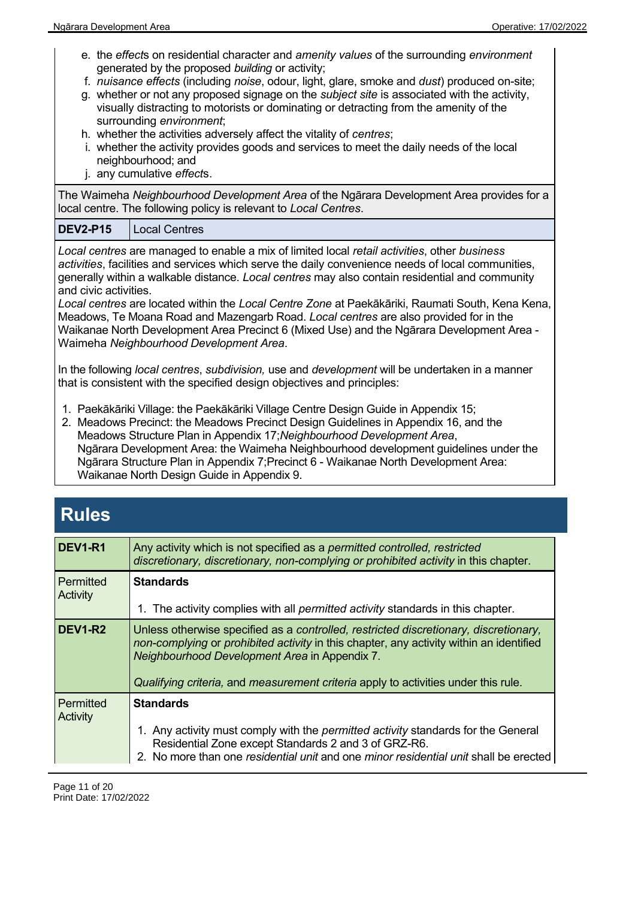e. the *effect*s on residential character and *amenity values* of the surrounding *environment* generated by the proposed *building* or activity;
f. *nuisance effects* (including *noise*, odour, light, glare, smoke and *dust*) produced on-site;
g. whether or not any proposed signage on the *subject site* is associated with the activity, visually distracting to motorists or dominating or detracting from the amenity of the surrounding *environment*;
h. whether the activities adversely affect the vitality of *centres*;
i. whether the activity provides goods and services to meet the daily needs of the local neighbourhood; and
j. any cumulative *effect*s.

The Waimeha *Neighbourhood Development Area* of the Ngārara Development Area provides for a local centre. The following policy is relevant to *Local Centres*.

| DEV2-P15 | Local Centres |
|---|---|

*Local centres* are managed to enable a mix of limited local *retail activities*, other *business activities*, facilities and services which serve the daily convenience needs of local communities, generally within a walkable distance. *Local centres* may also contain residential and community and civic activities.

*Local centres* are located within the *Local Centre Zone* at Paekākāriki, Raumati South, Kena Kena, Meadows, Te Moana Road and Mazengarb Road. *Local centres* are also provided for in the Waikanae North Development Area Precinct 6 (Mixed Use) and the Ngārara Development Area - Waimeha *Neighbourhood Development Area*.

In the following *local centres*, *subdivision,* use and *development* will be undertaken in a manner that is consistent with the specified design objectives and principles:

1. Paekākāriki Village: the Paekākāriki Village Centre Design Guide in Appendix 15;
2. Meadows Precinct: the Meadows Precinct Design Guidelines in Appendix 16, and the Meadows Structure Plan in Appendix 17;*Neighbourhood Development Area*, Ngārara Development Area: the Waimeha Neighbourhood development guidelines under the Ngārara Structure Plan in Appendix 7;Precinct 6 - Waikanae North Development Area: Waikanae North Design Guide in Appendix 9.

# Rules

| DEV1-R1 | Any activity which is not specified as a *permitted controlled, restricted discretionary, discretionary, non-complying or prohibited activity* in this chapter. |
|---|---|
| Permitted Activity | **Standards**<br><br>1. The activity complies with all *permitted activity* standards in this chapter. |
| **DEV1-R2** | Unless otherwise specified as a *controlled, restricted discretionary, discretionary, non-complying* or *prohibited activity* in this chapter, any activity within an identified *Neighbourhood Development Area* in Appendix 7.<br><br>*Qualifying criteria,* and *measurement criteria* apply to activities under this rule. |
| Permitted Activity | **Standards**<br><br>1. Any activity must comply with the *permitted activity* standards for the General Residential Zone except Standards 2 and 3 of GRZ-R6.<br>2. No more than one *residential unit* and one *minor residential unit* shall be erected |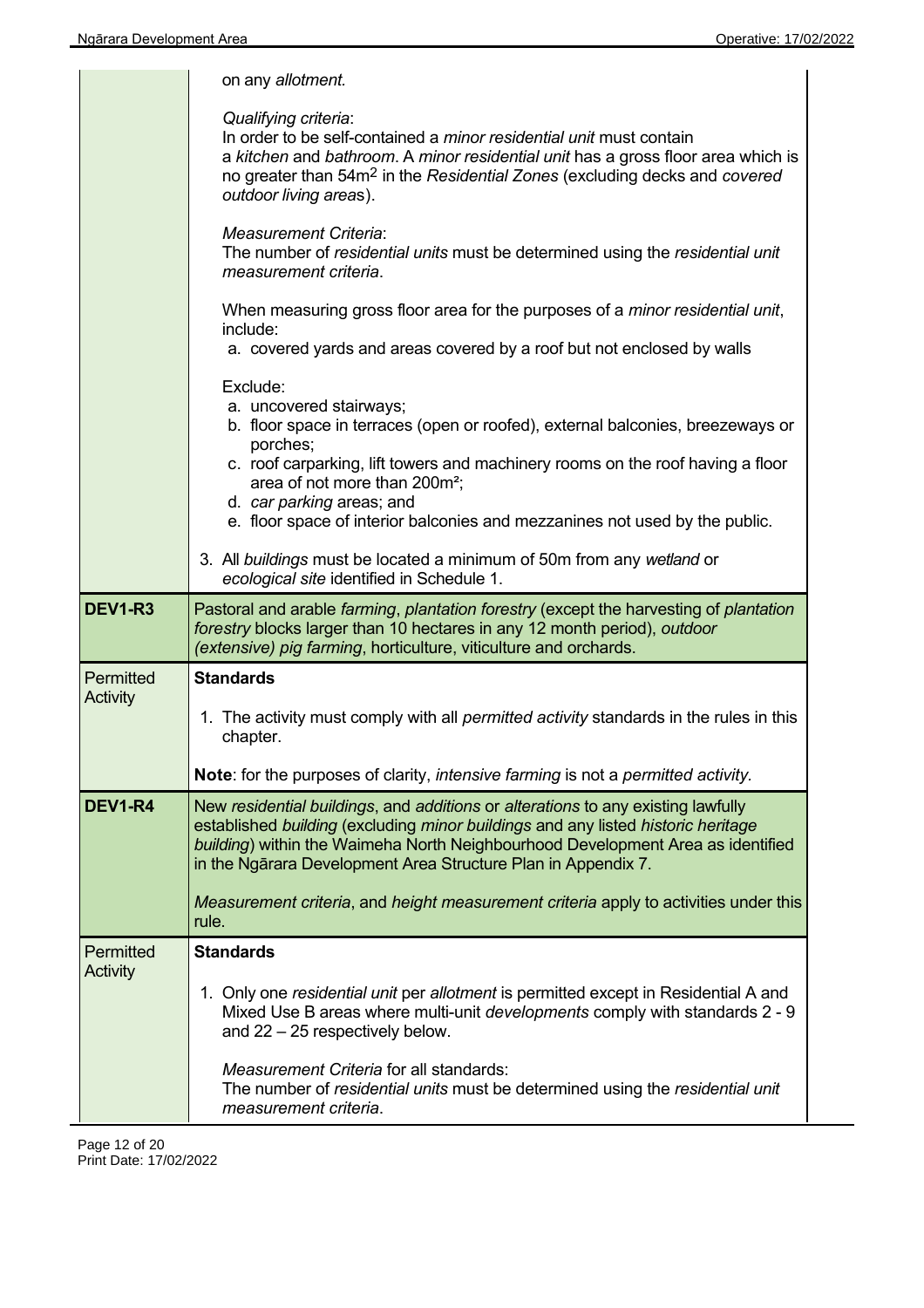| | |
|---|---|
| | on any *allotment.*<br><br>*Qualifying criteria*:<br>In order to be self-contained a *minor residential unit* must contain a *kitchen* and *bathroom*. A *minor residential unit* has a gross floor area which is no greater than 54m$^2$ in the *Residential Zones* (excluding decks and *covered outdoor living area*s).<br><br>*Measurement Criteria*:<br>The number of *residential units* must be determined using the *residential unit measurement criteria*.<br><br>When measuring gross floor area for the purposes of a *minor residential unit*, include:<br>a. covered yards and areas covered by a roof but not enclosed by walls<br><br>Exclude:<br>a. uncovered stairways;<br>b. floor space in terraces (open or roofed), external balconies, breezeways or porches;<br>c. roof carparking, lift towers and machinery rooms on the roof having a floor area of not more than 200m²;<br>d. *car parking* areas; and<br>e. floor space of interior balconies and mezzanines not used by the public.<br><br>3. All *buildings* must be located a minimum of 50m from any *wetland* or *ecological site* identified in Schedule 1. |
| **DEV1-R3** | Pastoral and arable *farming*, *plantation forestry* (except the harvesting of *plantation forestry* blocks larger than 10 hectares in any 12 month period), *outdoor (extensive) pig farming*, horticulture, viticulture and orchards. |
| Permitted Activity | **Standards**<br><br>1. The activity must comply with all *permitted activity* standards in the rules in this chapter.<br><br>**Note**: for the purposes of clarity, *intensive farming* is not a *permitted activity*. |
| **DEV1-R4** | New *residential buildings*, and *additions* or *alterations* to any existing lawfully established *building* (excluding *minor buildings* and any listed *historic heritage building*) within the Waimeha North Neighbourhood Development Area as identified in the Ngārara Development Area Structure Plan in Appendix 7.<br><br>*Measurement criteria*, and *height measurement criteria* apply to activities under this rule. |
| Permitted Activity | **Standards**<br><br>1. Only one *residential unit* per *allotment* is permitted except in Residential A and Mixed Use B areas where multi-unit *developments* comply with standards 2 - 9 and 22 – 25 respectively below.<br><br>*Measurement Criteria* for all standards:<br>The number of *residential units* must be determined using the *residential unit measurement criteria*. |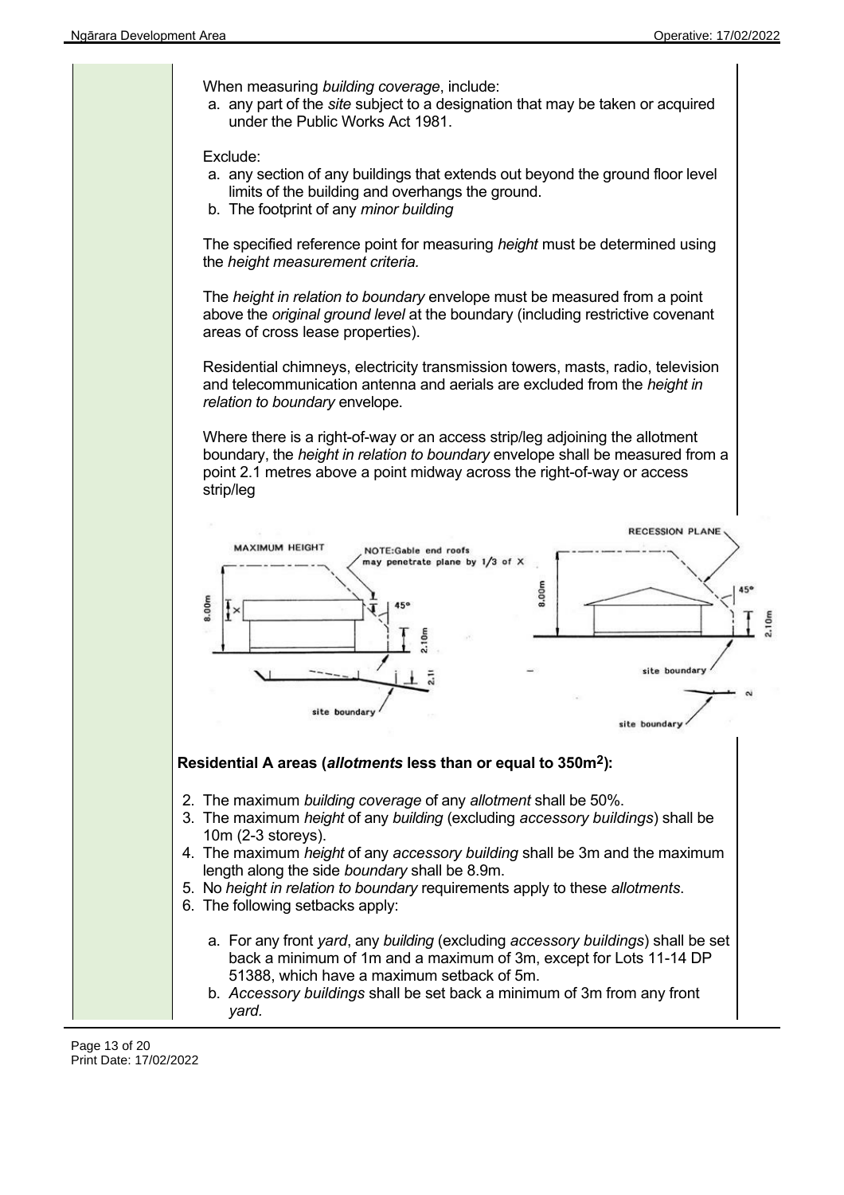When measuring *building coverage*, include:

a. any part of the *site* subject to a designation that may be taken or acquired under the Public Works Act 1981.

Exclude:

a. any section of any buildings that extends out beyond the ground floor level limits of the building and overhangs the ground.
b. The footprint of any *minor building*

The specified reference point for measuring *height* must be determined using the *height measurement criteria.*

The *height in relation to boundary* envelope must be measured from a point above the *original ground level* at the boundary (including restrictive covenant areas of cross lease properties).

Residential chimneys, electricity transmission towers, masts, radio, television and telecommunication antenna and aerials are excluded from the *height in relation to boundary* envelope.

Where there is a right-of-way or an access strip/leg adjoining the allotment boundary, the *height in relation to boundary* envelope shall be measured from a point 2.1 metres above a point midway across the right-of-way or access strip/leg

**Residential A areas (*allotments* less than or equal to 350m²):**

2. The maximum *building coverage* of any *allotment* shall be 50%.
3. The maximum *height* of any *building* (excluding *accessory buildings*) shall be 10m (2-3 storeys).
4. The maximum *height* of any *accessory building* shall be 3m and the maximum length along the side *boundary* shall be 8.9m.
5. No *height in relation to boundary* requirements apply to these *allotments*.
6. The following setbacks apply:

    a. For any front *yard*, any *building* (excluding *accessory buildings*) shall be set back a minimum of 1m and a maximum of 3m, except for Lots 11-14 DP 51388, which have a maximum setback of 5m.
    b. *Accessory buildings* shall be set back a minimum of 3m from any front *yard.*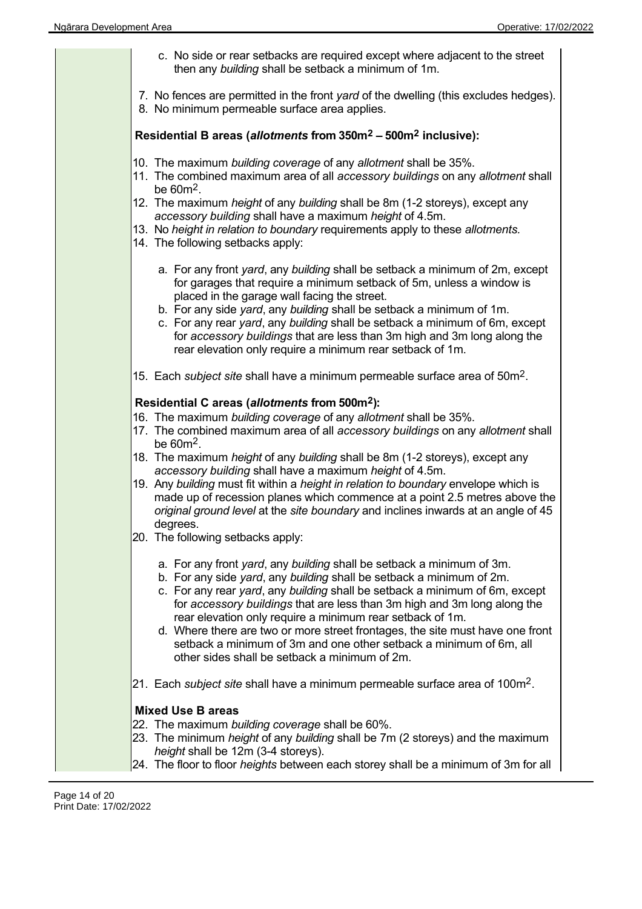c. No side or rear setbacks are required except where adjacent to the street then any *building* shall be setback a minimum of 1m.

7. No fences are permitted in the front *yard* of the dwelling (this excludes hedges).
8. No minimum permeable surface area applies.

**Residential B areas (*allotments* from 350m$^2$ – 500m$^2$ inclusive):**

10. The maximum *building coverage* of any *allotment* shall be 35%.
11. The combined maximum area of all *accessory buildings* on any *allotment* shall be 60m$^2$.
12. The maximum *height* of any *building* shall be 8m (1-2 storeys), except any *accessory building* shall have a maximum *height* of 4.5m.
13. No *height in relation to boundary* requirements apply to these *allotments.*
14. The following setbacks apply:

    a. For any front *yard*, any *building* shall be setback a minimum of 2m, except for garages that require a minimum setback of 5m, unless a window is placed in the garage wall facing the street.
    b. For any side *yard*, any *building* shall be setback a minimum of 1m.
    c. For any rear *yard*, any *building* shall be setback a minimum of 6m, except for *accessory buildings* that are less than 3m high and 3m long along the rear elevation only require a minimum rear setback of 1m.

15. Each *subject site* shall have a minimum permeable surface area of 50m$^2$.

**Residential C areas (*allotments* from 500m$^2$):**

16. The maximum *building coverage* of any *allotment* shall be 35%.
17. The combined maximum area of all *accessory buildings* on any *allotment* shall be 60m$^2$.
18. The maximum *height* of any *building* shall be 8m (1-2 storeys), except any *accessory building* shall have a maximum *height* of 4.5m.
19. Any *building* must fit within a *height in relation to boundary* envelope which is made up of recession planes which commence at a point 2.5 metres above the *original ground level* at the *site boundary* and inclines inwards at an angle of 45 degrees.
20. The following setbacks apply:

    a. For any front *yard*, any *building* shall be setback a minimum of 3m.
    b. For any side *yard*, any *building* shall be setback a minimum of 2m.
    c. For any rear *yard*, any *building* shall be setback a minimum of 6m, except for *accessory buildings* that are less than 3m high and 3m long along the rear elevation only require a minimum rear setback of 1m.
    d. Where there are two or more street frontages, the site must have one front setback a minimum of 3m and one other setback a minimum of 6m, all other sides shall be setback a minimum of 2m.

21. Each *subject site* shall have a minimum permeable surface area of 100m$^2$.

**Mixed Use B areas**

22. The maximum *building coverage* shall be 60%.
23. The minimum *height* of any *building* shall be 7m (2 storeys) and the maximum *height* shall be 12m (3-4 storeys).
24. The floor to floor *heights* between each storey shall be a minimum of 3m for all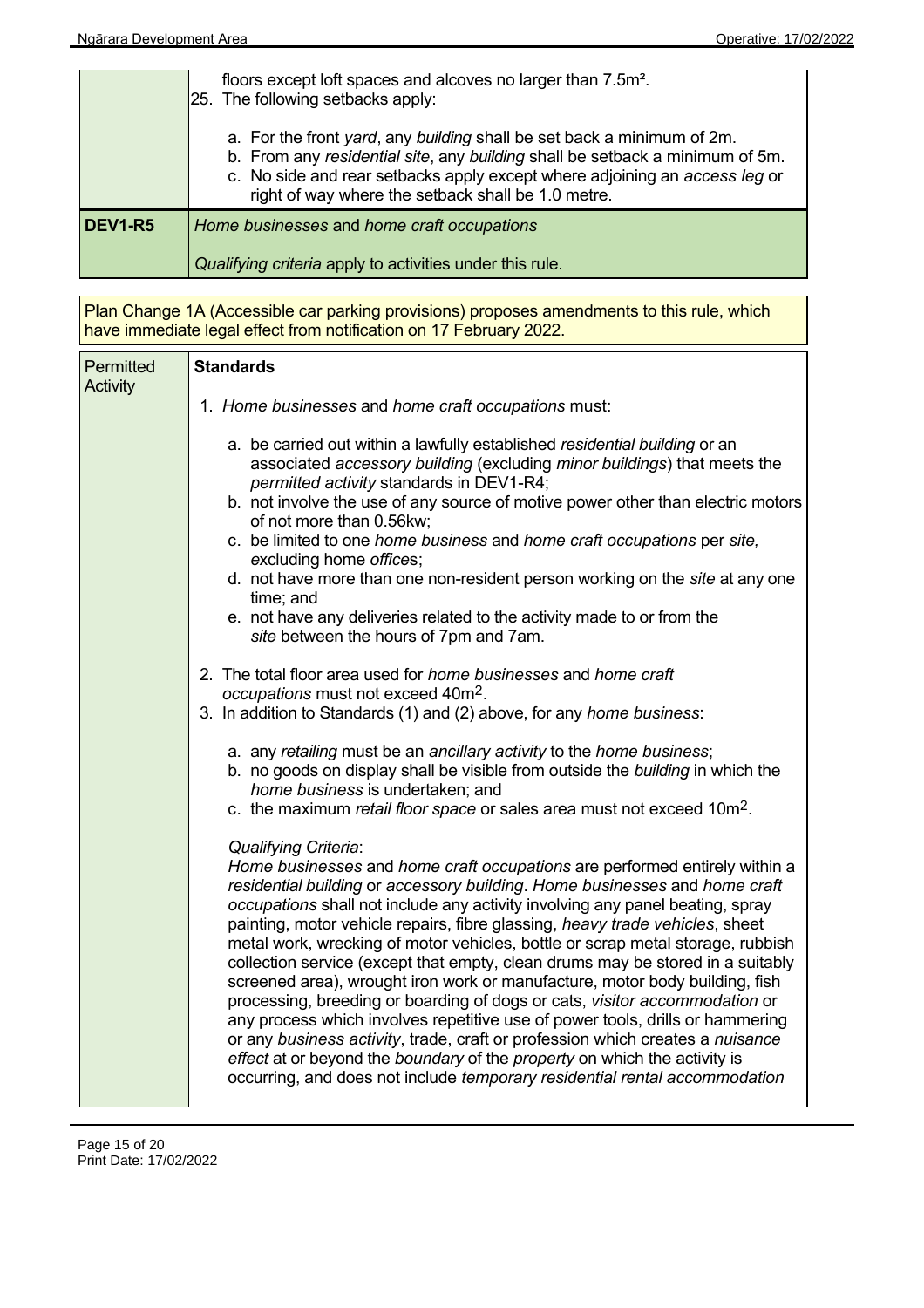| | |
|---|---|
| | floors except loft spaces and alcoves no larger than 7.5m².<br>25. The following setbacks apply:<br><br>a. For the front *yard*, any *building* shall be set back a minimum of 2m.<br>b. From any *residential site*, any *building* shall be setback a minimum of 5m.<br>c. No side and rear setbacks apply except where adjoining an *access leg* or right of way where the setback shall be 1.0 metre. |
| **DEV1-R5** | *Home businesses* and *home craft occupations*<br><br>*Qualifying criteria* apply to activities under this rule. |

Plan Change 1A (Accessible car parking provisions) proposes amendments to this rule, which have immediate legal effect from notification on 17 February 2022.

| | |
|---|---|
| Permitted Activity | **Standards**<br><br>1. *Home businesses* and *home craft occupations* must:<br><br>a. be carried out within a lawfully established *residential building* or an associated *accessory building* (excluding *minor buildings*) that meets the *permitted activity* standards in DEV1-R4;<br>b. not involve the use of any source of motive power other than electric motors of not more than 0.56kw;<br>c. be limited to one *home business* and *home craft occupations* per *site,* excluding home *office*s;<br>d. not have more than one non-resident person working on the *site* at any one time; and<br>e. not have any deliveries related to the activity made to or from the *site* between the hours of 7pm and 7am.<br><br>2. The total floor area used for *home businesses* and *home craft occupations* must not exceed 40m².<br>3. In addition to Standards (1) and (2) above, for any *home business*:<br><br>a. any *retailing* must be an *ancillary activity* to the *home business*;<br>b. no goods on display shall be visible from outside the *building* in which the *home business* is undertaken; and<br>c. the maximum *retail floor space* or sales area must not exceed 10m².<br><br>*Qualifying Criteria*:<br>*Home businesses* and *home craft occupations* are performed entirely within a *residential building* or *accessory building*. *Home businesses* and *home craft occupations* shall not include any activity involving any panel beating, spray painting, motor vehicle repairs, fibre glassing, *heavy trade vehicles*, sheet metal work, wrecking of motor vehicles, bottle or scrap metal storage, rubbish collection service (except that empty, clean drums may be stored in a suitably screened area), wrought iron work or manufacture, motor body building, fish processing, breeding or boarding of dogs or cats, *visitor accommodation* or any process which involves repetitive use of power tools, drills or hammering or any *business activity*, trade, craft or profession which creates a *nuisance effect* at or beyond the *boundary* of the *property* on which the activity is occurring, and does not include *temporary residential rental accommodation* |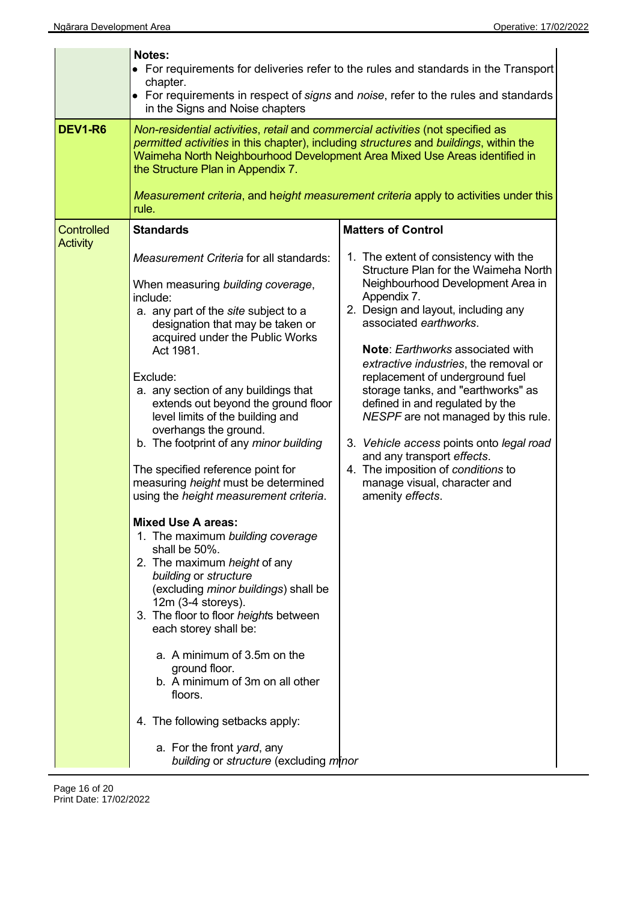| | | |
|---|---|---|
| | **Notes:**<br>• For requirements for deliveries refer to the rules and standards in the Transport chapter.<br>• For requirements in respect of *signs* and *noise*, refer to the rules and standards in the Signs and Noise chapters | |
| **DEV1-R6** | *Non-residential activities*, *retail* and *commercial activities* (not specified as *permitted activities* in this chapter), including *structures* and *buildings*, within the Waimeha North Neighbourhood Development Area Mixed Use Areas identified in the Structure Plan in Appendix 7.<br><br>*Measurement criteria*, and h*eight measurement criteria* apply to activities under this rule. | |
| Controlled Activity | **Standards**<br><br>*Measurement Criteria* for all standards:<br><br>When measuring *building coverage*, include:<br>a. any part of the *site* subject to a designation that may be taken or acquired under the Public Works Act 1981.<br><br>Exclude:<br>a. any section of any buildings that extends out beyond the ground floor level limits of the building and overhangs the ground.<br>b. The footprint of any *minor building*<br><br>The specified reference point for measuring *height* must be determined using the *height measurement criteria*.<br><br>**Mixed Use A areas:**<br>1. The maximum *building coverage* shall be 50%.<br>2. The maximum *height* of any *building* or *structure* (excluding *minor buildings*) shall be 12m (3-4 storeys).<br>3. The floor to floor *height*s between each storey shall be:<br>&nbsp;&nbsp;&nbsp;a. A minimum of 3.5m on the ground floor.<br>&nbsp;&nbsp;&nbsp;b. A minimum of 3m on all other floors.<br>4. The following setbacks apply:<br>&nbsp;&nbsp;&nbsp;a. For the front *yard*, any *building* or *structure* (excluding *minor* | **Matters of Control**<br><br>1. The extent of consistency with the Structure Plan for the Waimeha North Neighbourhood Development Area in Appendix 7.<br>2. Design and layout, including any associated *earthworks*.<br><br>**Note**: *Earthworks* associated with *extractive industries*, the removal or replacement of underground fuel storage tanks, and "earthworks" as defined in and regulated by the *NESPF* are not managed by this rule.<br><br>3. *Vehicle access* points onto *legal road* and any transport *effects*.<br>4. The imposition of *conditions* to manage visual, character and amenity *effects*. |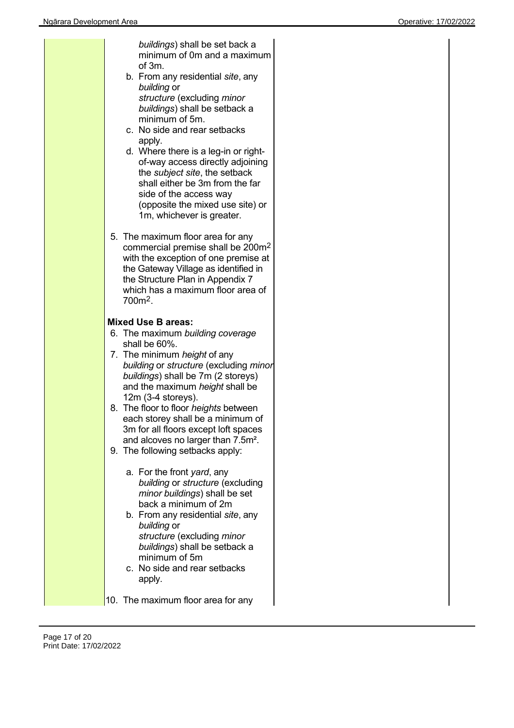*buildings*) shall be set back a minimum of 0m and a maximum of 3m.

b. From any residential *site*, any *building* or *structure* (excluding *minor buildings*) shall be setback a minimum of 5m.
c. No side and rear setbacks apply.
d. Where there is a leg-in or right-of-way access directly adjoining the *subject site*, the setback shall either be 3m from the far side of the access way (opposite the mixed use site) or 1m, whichever is greater.

5. The maximum floor area for any commercial premise shall be $200m^2$ with the exception of one premise at the Gateway Village as identified in the Structure Plan in Appendix 7 which has a maximum floor area of $700m^2$.

**Mixed Use B areas:**

6. The maximum *building coverage* shall be 60%.
7. The minimum *height* of any *building* or *structure* (excluding *minor buildings*) shall be 7m (2 storeys) and the maximum *height* shall be 12m (3-4 storeys).
8. The floor to floor *heights* between each storey shall be a minimum of 3m for all floors except loft spaces and alcoves no larger than $7.5m^2$.
9. The following setbacks apply:

   a. For the front *yard*, any *building* or *structure* (excluding *minor buildings*) shall be set back a minimum of 2m
   b. From any residential *site*, any *building* or *structure* (excluding *minor buildings*) shall be setback a minimum of 5m
   c. No side and rear setbacks apply.

10. The maximum floor area for any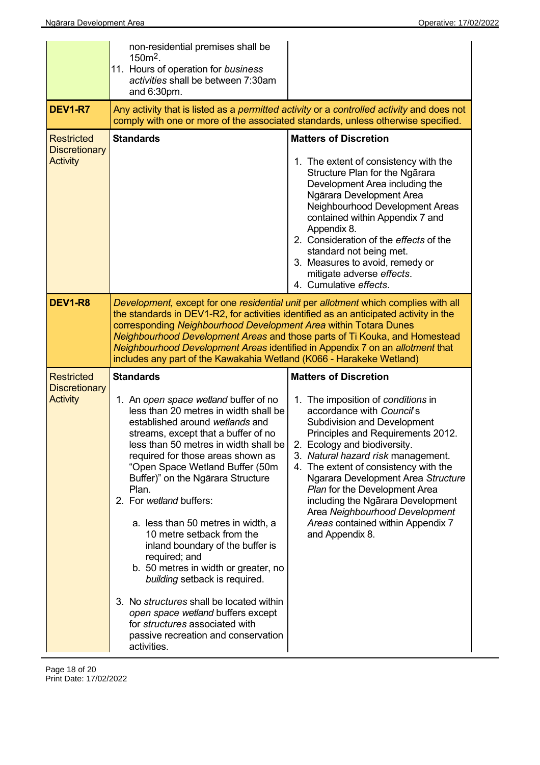| | | |
|---|---|---|
| | non-residential premises shall be 150m$^2$.<br>11. Hours of operation for *business activities* shall be between 7:30am and 6:30pm. | |
| **DEV1-R7** | Any activity that is listed as a *permitted activity* or a *controlled activity* and does not comply with one or more of the associated standards, unless otherwise specified. | |
| Restricted Discretionary Activity | **Standards** | **Matters of Discretion**<br><br>1. The extent of consistency with the Structure Plan for the Ngārara Development Area including the Ngārara Development Area Neighbourhood Development Areas contained within Appendix 7 and Appendix 8.<br>2. Consideration of the *effects* of the standard not being met.<br>3. Measures to avoid, remedy or mitigate adverse *effects*.<br>4. Cumulative *effects*. |
| **DEV1-R8** | *Development,* except for one *residential unit* per *allotment* which complies with all the standards in DEV1-R2, for activities identified as an anticipated activity in the corresponding *Neighbourhood Development Area* within Totara Dunes *Neighbourhood Development Areas* and those parts of Ti Kouka, and Homestead *Neighbourhood Development Areas* identified in Appendix 7 on an *allotment* that includes any part of the Kawakahia Wetland (K066 - Harakeke Wetland) | |
| Restricted Discretionary Activity | **Standards**<br><br>1. An *open space wetland* buffer of no less than 20 metres in width shall be established around *wetlands* and streams, except that a buffer of no less than 50 metres in width shall be required for those areas shown as "Open Space Wetland Buffer (50m Buffer)" on the Ngārara Structure Plan.<br>2. For *wetland* buffers:<br>&nbsp;&nbsp;&nbsp;&nbsp;a. less than 50 metres in width, a 10 metre setback from the inland boundary of the buffer is required; and<br>&nbsp;&nbsp;&nbsp;&nbsp;b. 50 metres in width or greater, no *building* setback is required.<br><br>3. No *structures* shall be located within *open space wetland* buffers except for *structures* associated with passive recreation and conservation activities. | **Matters of Discretion**<br><br>1. The imposition of *conditions* in accordance with *Council*'s Subdivision and Development Principles and Requirements 2012.<br>2. Ecology and biodiversity.<br>3. *Natural hazard risk* management.<br>4. The extent of consistency with the Ngarara Development Area *Structure Plan* for the Development Area including the Ngārara Development Area *Neighbourhood Development Areas* contained within Appendix 7 and Appendix 8. |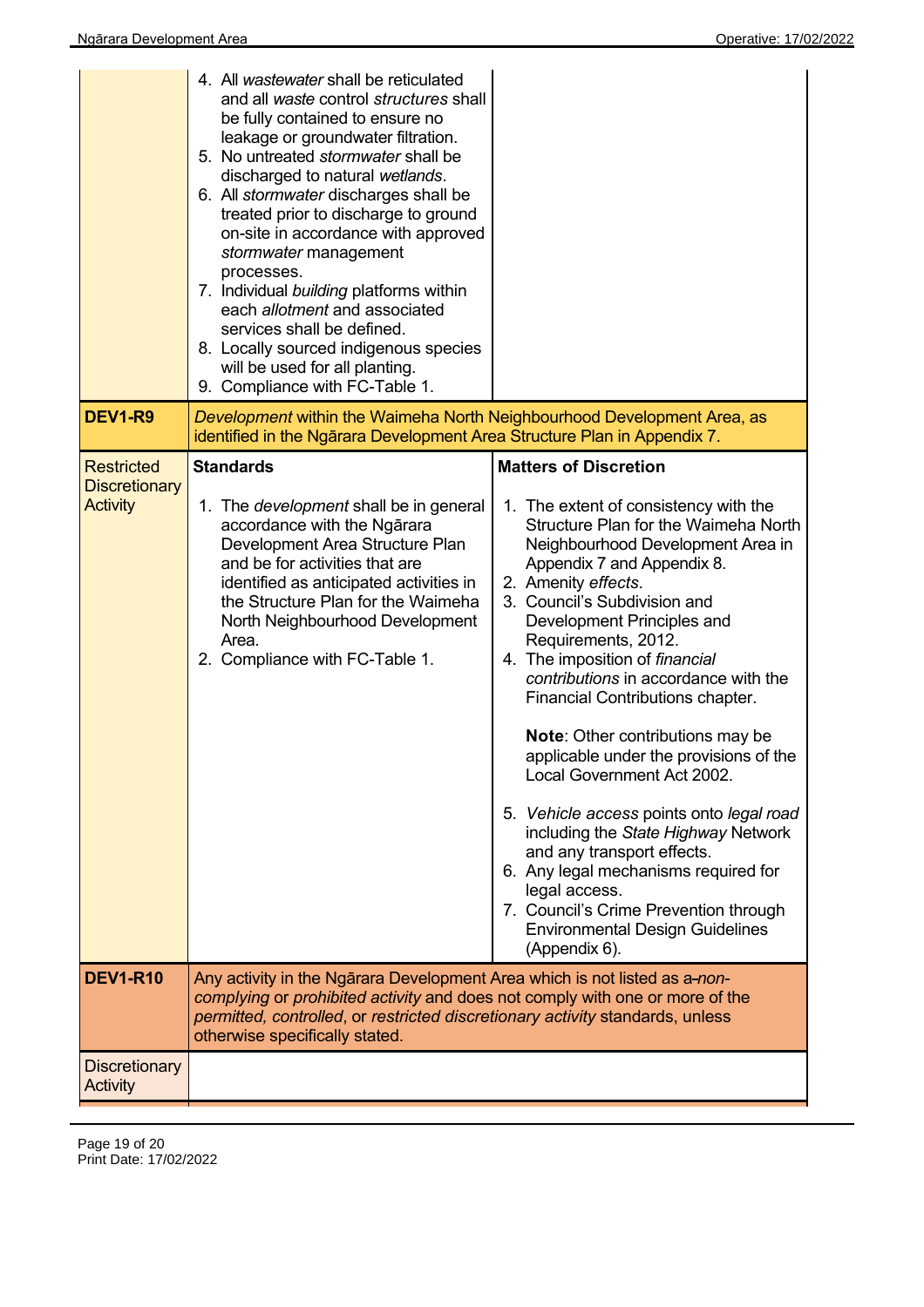| | | |
|---|---|---|
| | 4. All *wastewater* shall be reticulated and all *waste* control *structures* shall be fully contained to ensure no leakage or groundwater filtration.<br>5. No untreated *stormwater* shall be discharged to natural *wetlands*.<br>6. All *stormwater* discharges shall be treated prior to discharge to ground on-site in accordance with approved *stormwater* management processes.<br>7. Individual *building* platforms within each *allotment* and associated services shall be defined.<br>8. Locally sourced indigenous species will be used for all planting.<br>9. Compliance with FC-Table 1. | |
| **DEV1-R9** | *Development* within the Waimeha North Neighbourhood Development Area, as identified in the Ngārara Development Area Structure Plan in Appendix 7. | |
| Restricted Discretionary Activity | **Standards**<br><br>1. The *development* shall be in general accordance with the Ngārara Development Area Structure Plan and be for activities that are identified as anticipated activities in the Structure Plan for the Waimeha North Neighbourhood Development Area.<br>2. Compliance with FC-Table 1. | **Matters of Discretion**<br><br>1. The extent of consistency with the Structure Plan for the Waimeha North Neighbourhood Development Area in Appendix 7 and Appendix 8.<br>2. Amenity *effects*.<br>3. Council's Subdivision and Development Principles and Requirements, 2012.<br>4. The imposition of *financial contributions* in accordance with the Financial Contributions chapter.<br><br>**Note**: Other contributions may be applicable under the provisions of the Local Government Act 2002.<br><br>5. *Vehicle access* points onto *legal road* including the *State Highway* Network and any transport effects.<br>6. Any legal mechanisms required for legal access.<br>7. Council's Crime Prevention through Environmental Design Guidelines (Appendix 6). |
| **DEV1-R10** | Any activity in the Ngārara Development Area which is not listed as a *non-complying* or *prohibited activity* and does not comply with one or more of the *permitted, controlled*, or *restricted discretionary activity* standards, unless otherwise specifically stated. | |
| Discretionary Activity | | |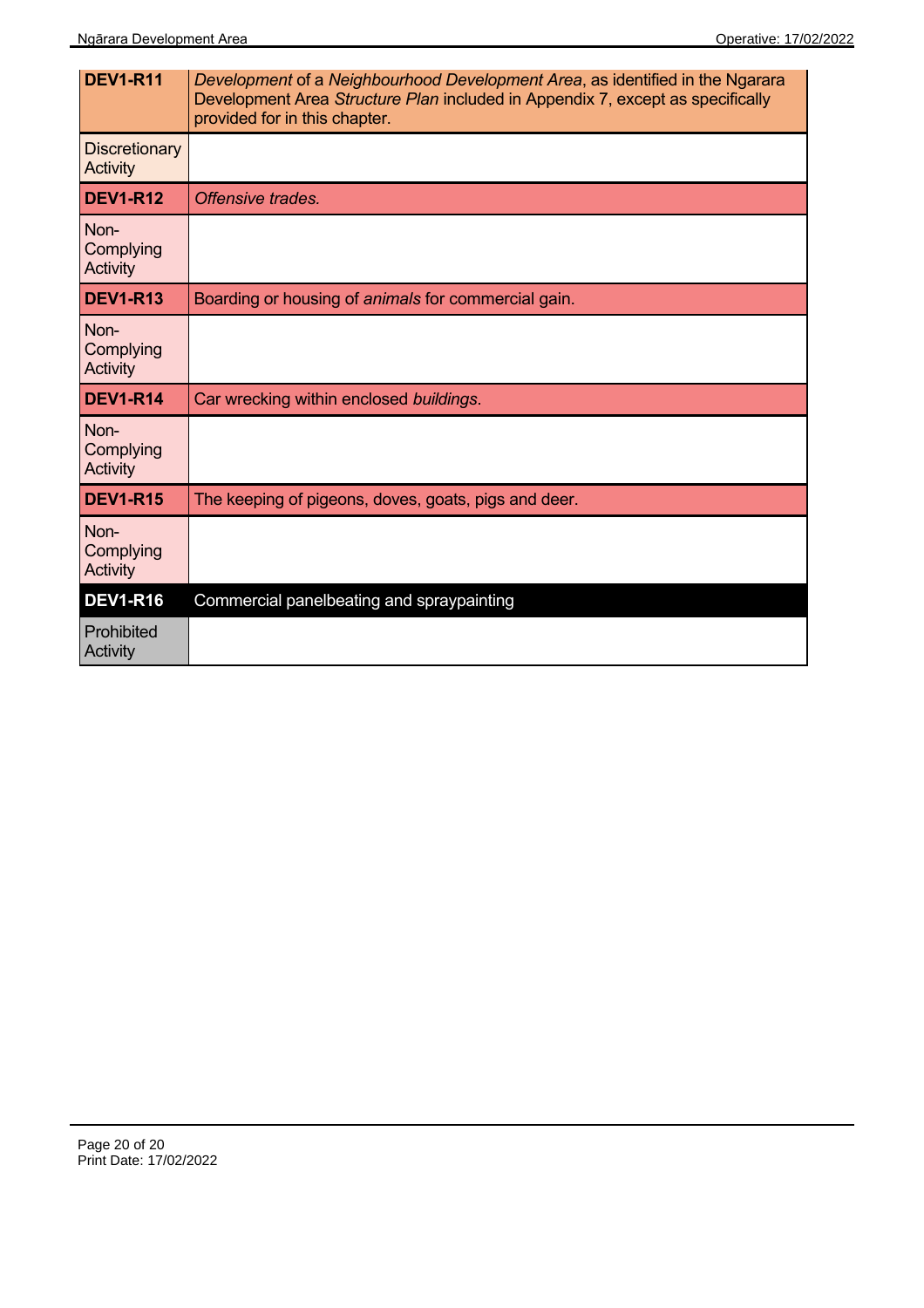| | |
|---|---|
| **DEV1-R11** | *Development* of a *Neighbourhood Development Area*, as identified in the Ngarara Development Area *Structure Plan* included in Appendix 7, except as specifically provided for in this chapter. |
| Discretionary Activity | |
| **DEV1-R12** | *Offensive trades.* |
| Non-Complying Activity | |
| **DEV1-R13** | Boarding or housing of *animals* for commercial gain. |
| Non-Complying Activity | |
| **DEV1-R14** | Car wrecking within enclosed *buildings*. |
| Non-Complying Activity | |
| **DEV1-R15** | The keeping of pigeons, doves, goats, pigs and deer. |
| Non-Complying Activity | |
| **DEV1-R16** | Commercial panelbeating and spraypainting |
| Prohibited Activity | |